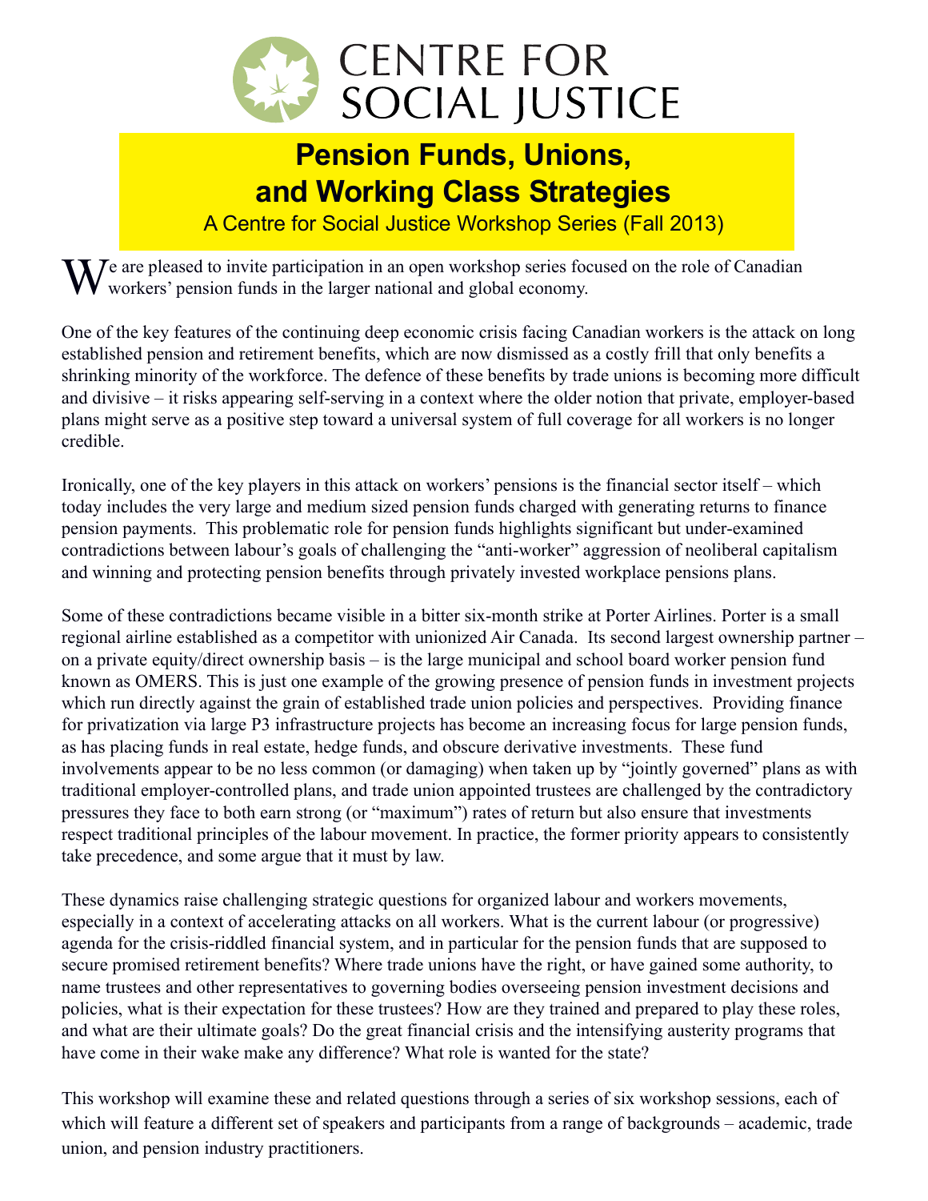# CENTRE FOR SOCIAL JUSTICE

## Pension Funds, Unions, and Working Class Strategies

A Centre for Social Justice Workshop Series (Fall 2013)

We are pleased to invite participation in an open workshop series focused on the role of Canadian workers' pension funds in the larger national and global economy.

One of the key features of the continuing deep economic crisis facing Canadian workers is the attack on long established pension and retirement benefits, which are now dismissed as a costly frill that only benefits a shrinking minority of the workforce. The defence of these benefits by trade unions is becoming more difficult and divisive – it risks appearing self-serving in a context where the older notion that private, employer-based plans might serve as a positive step toward a universal system of full coverage for all workers is no longer credible.

Ironically, one of the key players in this attack on workers' pensions is the financial sector itself – which today includes the very large and medium sized pension funds charged with generating returns to finance pension payments. This problematic role for pension funds highlights significant but under-examined contradictions between labour's goals of challenging the "anti-worker" aggression of neoliberal capitalism and winning and protecting pension benefits through privately invested workplace pensions plans.

Some of these contradictions became visible in a bitter six-month strike at Porter Airlines. Porter is a small regional airline established as a competitor with unionized Air Canada. Its second largest ownership partner – on a private equity/direct ownership basis – is the large municipal and school board worker pension fund known as OMERS. This is just one example of the growing presence of pension funds in investment projects which run directly against the grain of established trade union policies and perspectives. Providing finance for privatization via large P3 infrastructure projects has become an increasing focus for large pension funds, as has placing funds in real estate, hedge funds, and obscure derivative investments. These fund involvements appear to be no less common (or damaging) when taken up by "jointly governed" plans as with traditional employer-controlled plans, and trade union appointed trustees are challenged by the contradictory pressures they face to both earn strong (or "maximum") rates of return but also ensure that investments respect traditional principles of the labour movement. In practice, the former priority appears to consistently take precedence, and some argue that it must by law.

These dynamics raise challenging strategic questions for organized labour and workers movements, especially in a context of accelerating attacks on all workers. What is the current labour (or progressive) agenda for the crisis-riddled financial system, and in particular for the pension funds that are supposed to secure promised retirement benefits? Where trade unions have the right, or have gained some authority, to name trustees and other representatives to governing bodies overseeing pension investment decisions and policies, what is their expectation for these trustees? How are they trained and prepared to play these roles, and what are their ultimate goals? Do the great financial crisis and the intensifying austerity programs that have come in their wake make any difference? What role is wanted for the state?

This workshop will examine these and related questions through a series of six workshop sessions, each of which will feature a different set of speakers and participants from a range of backgrounds – academic, trade union, and pension industry practitioners.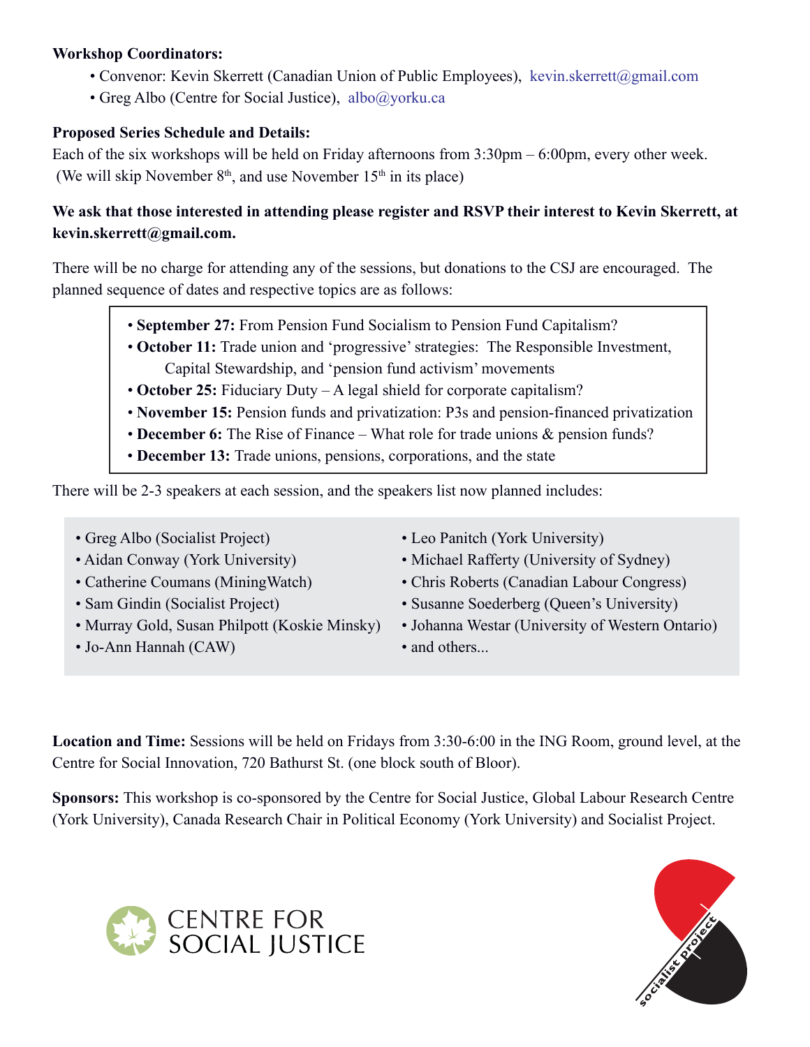**Workshop Coordinators:**

- Convenor: Kevin Skerrett (Canadian Union of Public Employees), kevin.skerrett@gmail.com
- Greg Albo (Centre for Social Justice), albo@yorku.ca

**Proposed Series Schedule and Details:**

Each of the six workshops will be held on Friday afternoons from 3:30pm – 6:00pm, every other week. (We will skip November 8th, and use November 15th in its place)

**We ask that those interested in attending please register and RSVP their interest to Kevin Skerrett, at kevin.skerrett@gmail.com.**

There will be no charge for attending any of the sessions, but donations to the CSJ are encouraged. The planned sequence of dates and respective topics are as follows:

- **September 27:** From Pension Fund Socialism to Pension Fund Capitalism?
- **October 11:** Trade union and 'progressive' strategies: The Responsible Investment, Capital Stewardship, and 'pension fund activism' movements
- **October 25:** Fiduciary Duty – A legal shield for corporate capitalism?
- **November 15:** Pension funds and privatization: P3s and pension-financed privatization
- **December 6:** The Rise of Finance – What role for trade unions & pension funds?
- **December 13:** Trade unions, pensions, corporations, and the state

There will be 2-3 speakers at each session, and the speakers list now planned includes:

- Greg Albo (Socialist Project)
- Aidan Conway (York University)
- Catherine Coumans (MiningWatch)
- Sam Gindin (Socialist Project)
- Murray Gold, Susan Philpott (Koskie Minsky)
- Jo-Ann Hannah (CAW)
- Leo Panitch (York University)
- Michael Rafferty (University of Sydney)
- Chris Roberts (Canadian Labour Congress)
- Susanne Soederberg (Queen's University)
- Johanna Westar (University of Western Ontario)
- and others...

**Location and Time:** Sessions will be held on Fridays from 3:30-6:00 in the ING Room, ground level, at the Centre for Social Innovation, 720 Bathurst St. (one block south of Bloor).

**Sponsors:** This workshop is co-sponsored by the Centre for Social Justice, Global Labour Research Centre (York University), Canada Research Chair in Political Economy (York University) and Socialist Project.

CENTRE FOR SOCIAL JUSTICE

socialist project